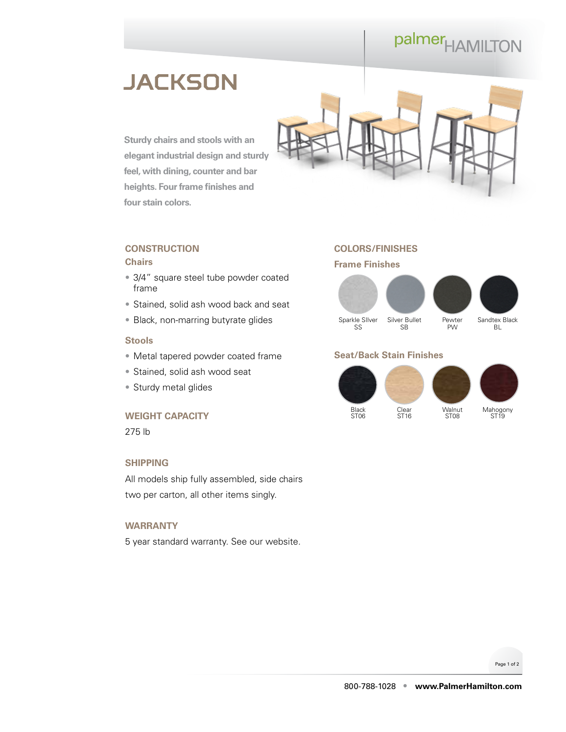palmerHAMILTON

# JACKSON

**Sturdy chairs and stools with an elegant industrial design and sturdy feel, with dining, counter and bar heights. Four frame finishes and four stain colors.**

## CONSTRUCTION

### Chairs

- 3/4″ square steel tube powder coated frame
- Stained, solid ash wood back and seat
- Black, non-marring butyrate glides

### Stools

- Metal tapered powder coated frame
- Stained, solid ash wood seat
- Sturdy metal glides

## WEIGHT CAPACITY

275 lb

## SHIPPING

All models ship fully assembled, side chairs two per carton, all other items singly.

## WARRANTY

5 year standard warranty. See our website.

## COLORS/FINISHES

### Frame Finishes

- Sparkle SIlver SS
- Silver Bullet SB
- Pewter PW
- Sandtex Black BL

### Seat/Back Stain Finishes

- Black ST06
- Clear ST16
- Walnut ST08
- Mahogony ST19

800-788-1028 • **www.PalmerHamilton.com**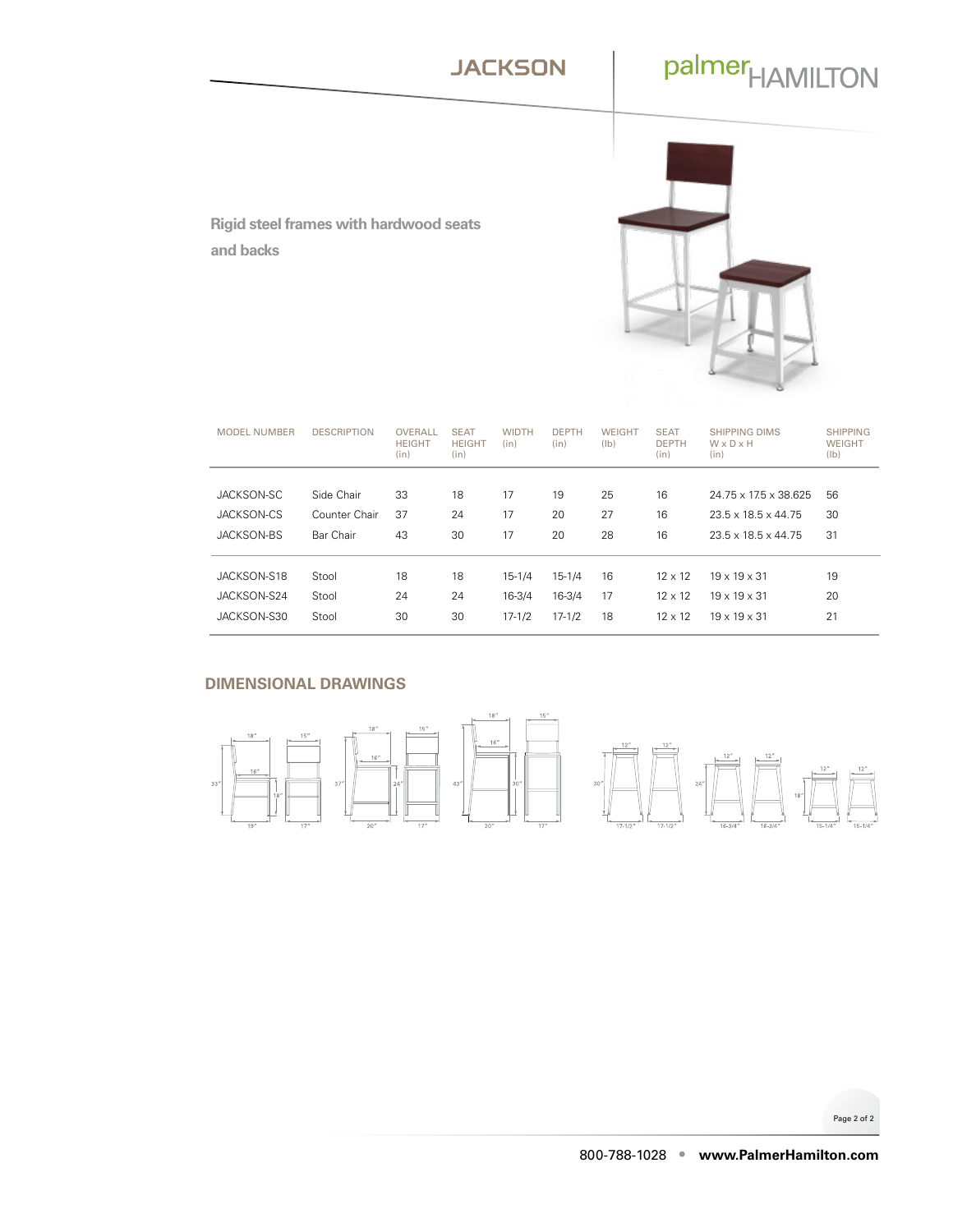# JACKSON

palmerHAMILTON

Rigid steel frames with hardwood seats and backs

| MODEL NUMBER | DESCRIPTION | OVERALL HEIGHT (in) | SEAT HEIGHT (in) | WIDTH (in) | DEPTH (in) | WEIGHT (lb) | SEAT DEPTH (in) | SHIPPING DIMS W x D x H (in) | SHIPPING WEIGHT (lb) |
|---|---|---|---|---|---|---|---|---|---|
| JACKSON-SC | Side Chair | 33 | 18 | 17 | 19 | 25 | 16 | 24.75 x 17.5 x 38.625 | 56 |
| JACKSON-CS | Counter Chair | 37 | 24 | 17 | 20 | 27 | 16 | 23.5 x 18.5 x 44.75 | 30 |
| JACKSON-BS | Bar Chair | 43 | 30 | 17 | 20 | 28 | 16 | 23.5 x 18.5 x 44.75 | 31 |
| JACKSON-S18 | Stool | 18 | 18 | 15-1/4 | 15-1/4 | 16 | 12 x 12 | 19 x 19 x 31 | 19 |
| JACKSON-S24 | Stool | 24 | 24 | 16-3/4 | 16-3/4 | 17 | 12 x 12 | 19 x 19 x 31 | 20 |
| JACKSON-S30 | Stool | 30 | 30 | 17-1/2 | 17-1/2 | 18 | 12 x 12 | 19 x 19 x 31 | 21 |

## DIMENSIONAL DRAWINGS

18"
15"
16"
33"
18"
19"
17"
18"
15"
16"
37"
24"
20"
17"
18"
15"
16"
43"
30"
20"
17"
12"
12"
30"
17-1/2"
17-1/2"
12"
12"
24"
16-3/4"
16-3/4"
12"
12"
18"
15-1/4"
15-1/4"

800-788-1028 • www.PalmerHamilton.com